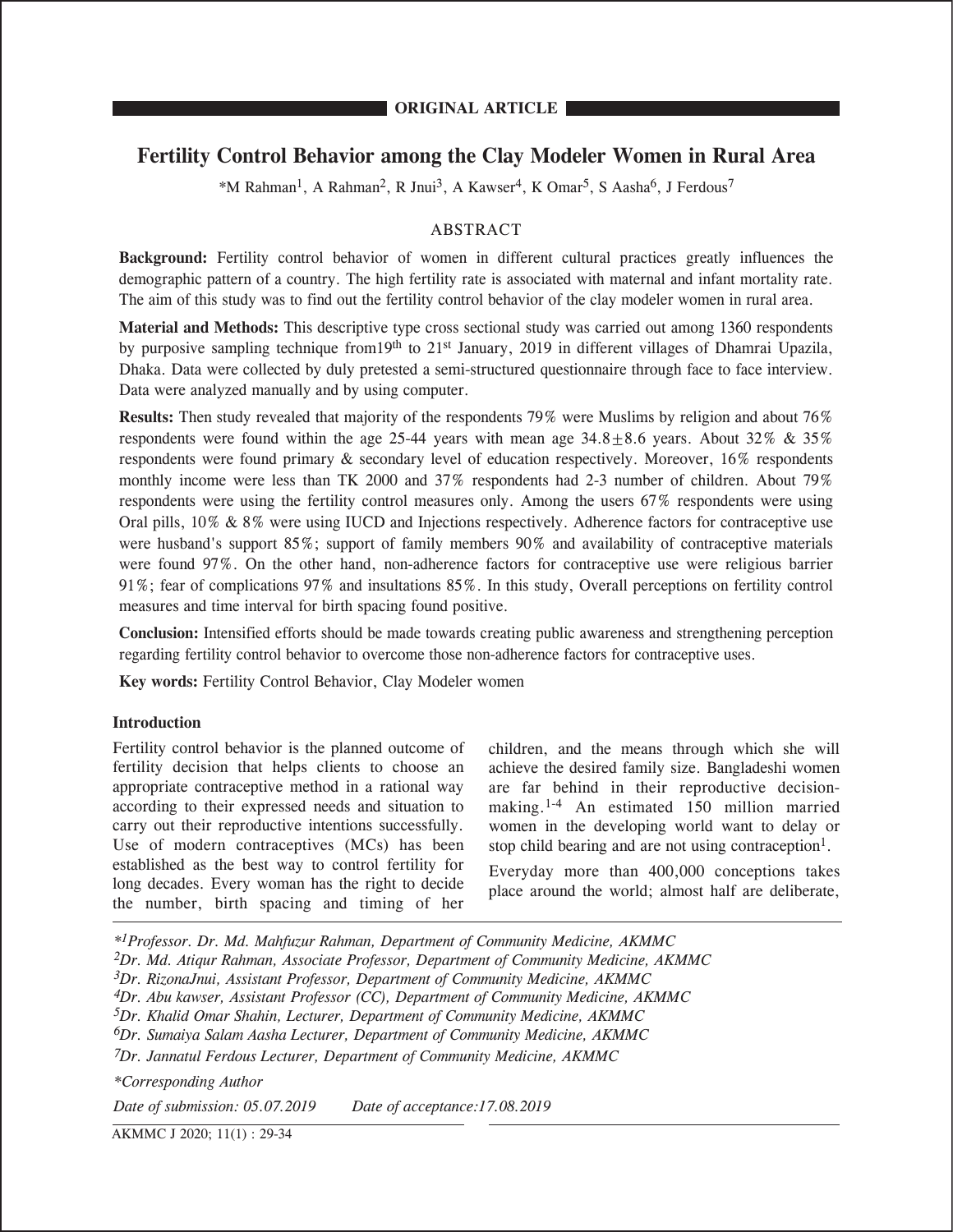**ORIGINAL ARTICLE**

# Fertility Control Behavior among the Clay Modeler Women in Rural Area

*M Rahman[1], A Rahman[2], R Jnui[3], A Kawser[4], K Omar[5], S Aasha[6], J Ferdous[7]

## ABSTRACT

**Background:** Fertility control behavior of women in different cultural practices greatly influences the demographic pattern of a country. The high fertility rate is associated with maternal and infant mortality rate. The aim of this study was to find out the fertility control behavior of the clay modeler women in rural area.

**Material and Methods:** This descriptive type cross sectional study was carried out among 1360 respondents by purposive sampling technique from19th to 21st January, 2019 in different villages of Dhamrai Upazila, Dhaka. Data were collected by duly pretested a semi-structured questionnaire through face to face interview. Data were analyzed manually and by using computer.

**Results:** Then study revealed that majority of the respondents 79% were Muslims by religion and about 76% respondents were found within the age 25-44 years with mean age 34.8±8.6 years. About 32% & 35% respondents were found primary & secondary level of education respectively. Moreover, 16% respondents monthly income were less than TK 2000 and 37% respondents had 2-3 number of children. About 79% respondents were using the fertility control measures only. Among the users 67% respondents were using Oral pills, 10% & 8% were using IUCD and Injections respectively. Adherence factors for contraceptive use were husband's support 85%; support of family members 90% and availability of contraceptive materials were found 97%. On the other hand, non-adherence factors for contraceptive use were religious barrier 91%; fear of complications 97% and insultations 85%. In this study, Overall perceptions on fertility control measures and time interval for birth spacing found positive.

**Conclusion:** Intensified efforts should be made towards creating public awareness and strengthening perception regarding fertility control behavior to overcome those non-adherence factors for contraceptive uses.

**Key words:** Fertility Control Behavior, Clay Modeler women

## Introduction

Fertility control behavior is the planned outcome of fertility decision that helps clients to choose an appropriate contraceptive method in a rational way according to their expressed needs and situation to carry out their reproductive intentions successfully. Use of modern contraceptives (MCs) has been established as the best way to control fertility for long decades. Every woman has the right to decide the number, birth spacing and timing of her children, and the means through which she will achieve the desired family size. Bangladeshi women are far behind in their reproductive decision-making.[1-4] An estimated 150 million married women in the developing world want to delay or stop child bearing and are not using contraception[1].

Everyday more than 400,000 conceptions takes place around the world; almost half are deliberate,

---

*[1]Professor. Dr. Md. Mahfuzur Rahman, Department of Community Medicine, AKMMC*

*[2]Dr. Md. Atiqur Rahman, Associate Professor, Department of Community Medicine, AKMMC*

*[3]Dr. RizonaJnui, Assistant Professor, Department of Community Medicine, AKMMC*

*[4]Dr. Abu kawser, Assistant Professor (CC), Department of Community Medicine, AKMMC*

*[5]Dr. Khalid Omar Shahin, Lecturer, Department of Community Medicine, AKMMC*

*[6]Dr. Sumaiya Salam Aasha Lecturer, Department of Community Medicine, AKMMC*

*[7]Dr. Jannatul Ferdous Lecturer, Department of Community Medicine, AKMMC*

*\*Corresponding Author*

*Date of submission: 05.07.2019 Date of acceptance:17.08.2019*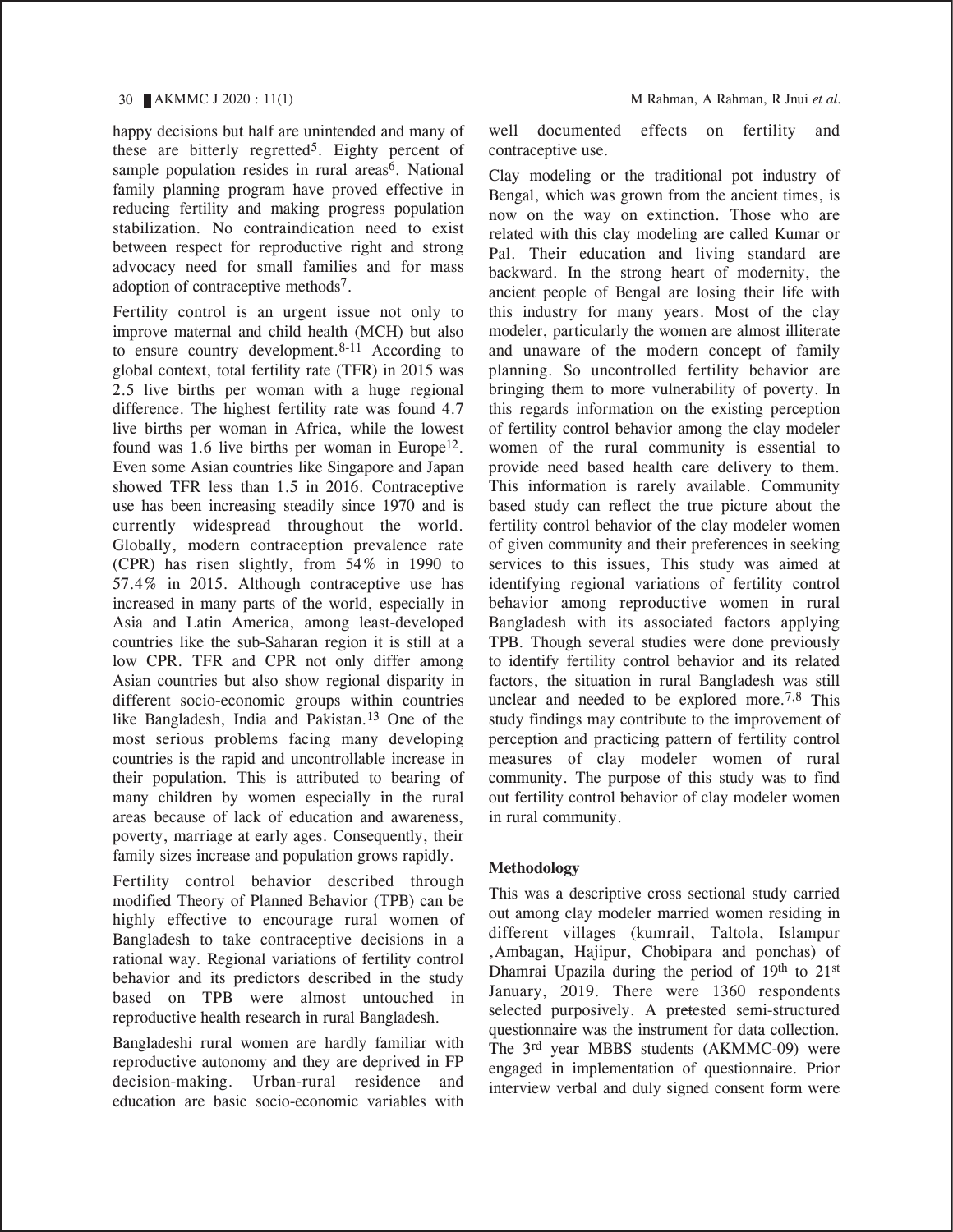happy decisions but half are unintended and many of these are bitterly regretted[5]. Eighty percent of sample population resides in rural areas[6]. National family planning program have proved effective in reducing fertility and making progress population stabilization. No contraindication need to exist between respect for reproductive right and strong advocacy need for small families and for mass adoption of contraceptive methods[7].

Fertility control is an urgent issue not only to improve maternal and child health (MCH) but also to ensure country development.[8-11] According to global context, total fertility rate (TFR) in 2015 was 2.5 live births per woman with a huge regional difference. The highest fertility rate was found 4.7 live births per woman in Africa, while the lowest found was 1.6 live births per woman in Europe[12]. Even some Asian countries like Singapore and Japan showed TFR less than 1.5 in 2016. Contraceptive use has been increasing steadily since 1970 and is currently widespread throughout the world. Globally, modern contraception prevalence rate (CPR) has risen slightly, from 54% in 1990 to 57.4% in 2015. Although contraceptive use has increased in many parts of the world, especially in Asia and Latin America, among least-developed countries like the sub-Saharan region it is still at a low CPR. TFR and CPR not only differ among Asian countries but also show regional disparity in different socio-economic groups within countries like Bangladesh, India and Pakistan.[13] One of the most serious problems facing many developing countries is the rapid and uncontrollable increase in their population. This is attributed to bearing of many children by women especially in the rural areas because of lack of education and awareness, poverty, marriage at early ages. Consequently, their family sizes increase and population grows rapidly.

Fertility control behavior described through modified Theory of Planned Behavior (TPB) can be highly effective to encourage rural women of Bangladesh to take contraceptive decisions in a rational way. Regional variations of fertility control behavior and its predictors described in the study based on TPB were almost untouched in reproductive health research in rural Bangladesh.

Bangladeshi rural women are hardly familiar with reproductive autonomy and they are deprived in FP decision-making. Urban-rural residence and education are basic socio-economic variables with well documented effects on fertility and contraceptive use.

Clay modeling or the traditional pot industry of Bengal, which was grown from the ancient times, is now on the way on extinction. Those who are related with this clay modeling are called Kumar or Pal. Their education and living standard are backward. In the strong heart of modernity, the ancient people of Bengal are losing their life with this industry for many years. Most of the clay modeler, particularly the women are almost illiterate and unaware of the modern concept of family planning. So uncontrolled fertility behavior are bringing them to more vulnerability of poverty. In this regards information on the existing perception of fertility control behavior among the clay modeler women of the rural community is essential to provide need based health care delivery to them. This information is rarely available. Community based study can reflect the true picture about the fertility control behavior of the clay modeler women of given community and their preferences in seeking services to this issues, This study was aimed at identifying regional variations of fertility control behavior among reproductive women in rural Bangladesh with its associated factors applying TPB. Though several studies were done previously to identify fertility control behavior and its related factors, the situation in rural Bangladesh was still unclear and needed to be explored more.[7,8] This study findings may contribute to the improvement of perception and practicing pattern of fertility control measures of clay modeler women of rural community. The purpose of this study was to find out fertility control behavior of clay modeler women in rural community.

## Methodology

This was a descriptive cross sectional study carried out among clay modeler married women residing in different villages (kumrail, Taltola, Islampur ,Ambagan, Hajipur, Chobipara and ponchas) of Dhamrai Upazila during the period of 19th to 21st January, 2019. There were 1360 respondents selected purposively. A pretested semi-structured questionnaire was the instrument for data collection. The 3rd year MBBS students (AKMMC-09) were engaged in implementation of questionnaire. Prior interview verbal and duly signed consent form were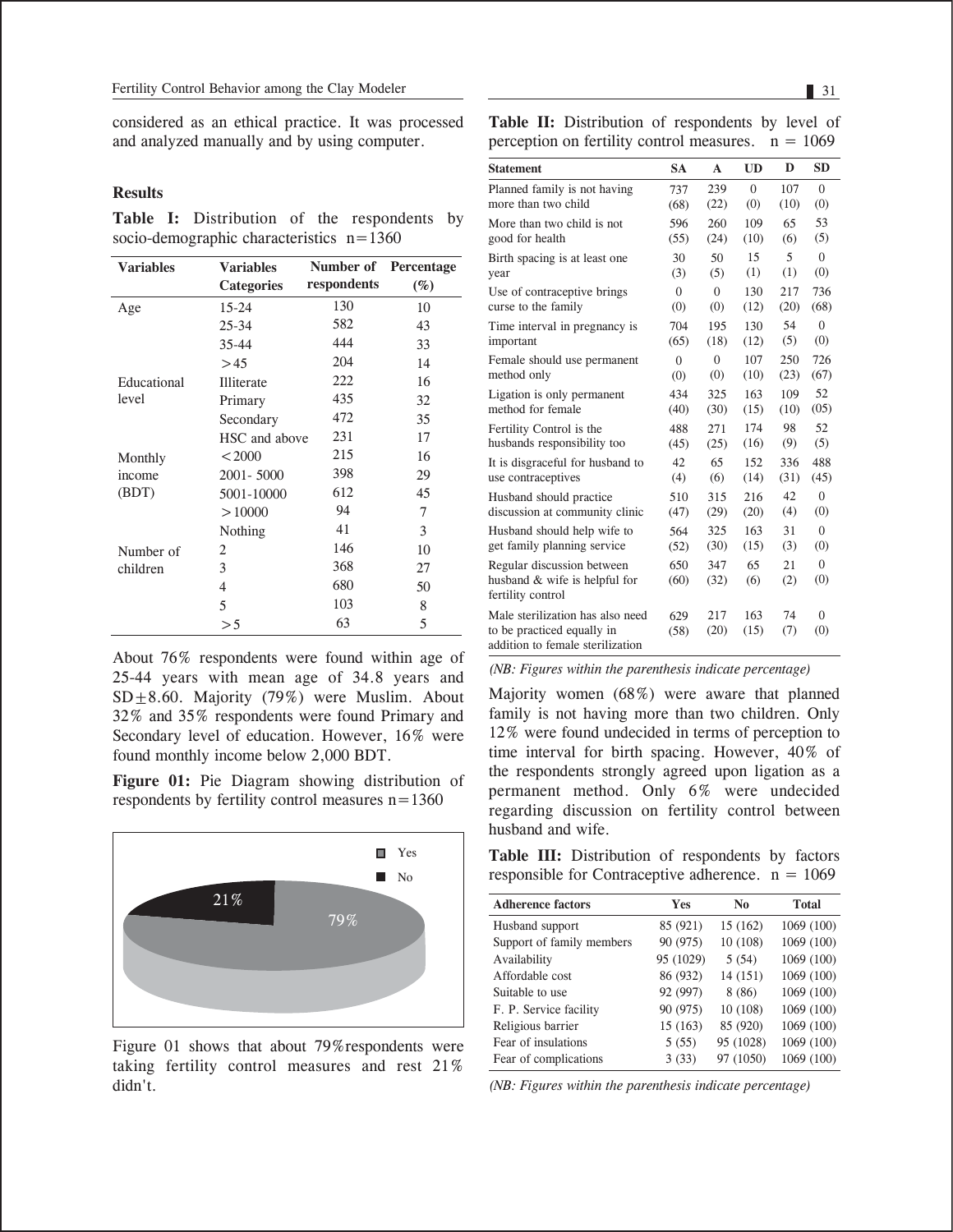considered as an ethical practice. It was processed and analyzed manually and by using computer.

## Results

**Table I:** Distribution of the respondents by socio-demographic characteristics n=1360

| Variables | Variables Categories | Number of respondents | Percentage (%) |
|---|---|---|---|
| Age | 15-24 | 130 | 10 |
| | 25-34 | 582 | 43 |
| | 35-44 | 444 | 33 |
| | >45 | 204 | 14 |
| Educational level | Illiterate | 222 | 16 |
| | Primary | 435 | 32 |
| | Secondary | 472 | 35 |
| | HSC and above | 231 | 17 |
| Monthly income (BDT) | <2000 | 215 | 16 |
| | 2001- 5000 | 398 | 29 |
| | 5001-10000 | 612 | 45 |
| | >10000 | 94 | 7 |
| | Nothing | 41 | 3 |
| Number of children | 2 | 146 | 10 |
| | 3 | 368 | 27 |
| | 4 | 680 | 50 |
| | 5 | 103 | 8 |
| | >5 | 63 | 5 |

About 76% respondents were found within age of 25-44 years with mean age of 34.8 years and SD±8.60. Majority (79%) were Muslim. About 32% and 35% respondents were found Primary and Secondary level of education. However, 16% were found monthly income below 2,000 BDT.

**Figure 01:** Pie Diagram showing distribution of respondents by fertility control measures n=1360

Yes: 79%; No: 21%

Figure 01 shows that about 79%respondents were taking fertility control measures and rest 21% didn't.

**Table II:** Distribution of respondents by level of perception on fertility control measures. n = 1069

| Statement | SA | A | UD | D | SD |
|---|---|---|---|---|---|
| Planned family is not having more than two child | 737 (68) | 239 (22) | 0 (0) | 107 (10) | 0 (0) |
| More than two child is not good for health | 596 (55) | 260 (24) | 109 (10) | 65 (6) | 53 (5) |
| Birth spacing is at least one year | 30 (3) | 50 (5) | 15 (1) | 5 (1) | 0 (0) |
| Use of contraceptive brings curse to the family | 0 (0) | 0 (0) | 130 (12) | 217 (20) | 736 (68) |
| Time interval in pregnancy is important | 704 (65) | 195 (18) | 130 (12) | 54 (5) | 0 (0) |
| Female should use permanent method only | 0 (0) | 0 (0) | 107 (10) | 250 (23) | 726 (67) |
| Ligation is only permanent method for female | 434 (40) | 325 (30) | 163 (15) | 109 (10) | 52 (05) |
| Fertility Control is the husbands responsibility too | 488 (45) | 271 (25) | 174 (16) | 98 (9) | 52 (5) |
| It is disgraceful for husband to use contraceptives | 42 (4) | 65 (6) | 152 (14) | 336 (31) | 488 (45) |
| Husband should practice discussion at community clinic | 510 (47) | 315 (29) | 216 (20) | 42 (4) | 0 (0) |
| Husband should help wife to get family planning service | 564 (52) | 325 (30) | 163 (15) | 31 (3) | 0 (0) |
| Regular discussion between husband & wife is helpful for fertility control | 650 (60) | 347 (32) | 65 (6) | 21 (2) | 0 (0) |
| Male sterilization has also need to be practiced equally in addition to female sterilization | 629 (58) | 217 (20) | 163 (15) | 74 (7) | 0 (0) |

*(NB: Figures within the parenthesis indicate percentage)*

Majority women (68%) were aware that planned family is not having more than two children. Only 12% were found undecided in terms of perception to time interval for birth spacing. However, 40% of the respondents strongly agreed upon ligation as a permanent method. Only 6% were undecided regarding discussion on fertility control between husband and wife.

**Table III:** Distribution of respondents by factors responsible for Contraceptive adherence. n = 1069

| Adherence factors | Yes | No | Total |
|---|---|---|---|
| Husband support | 85 (921) | 15 (162) | 1069 (100) |
| Support of family members | 90 (975) | 10 (108) | 1069 (100) |
| Availability | 95 (1029) | 5 (54) | 1069 (100) |
| Affordable cost | 86 (932) | 14 (151) | 1069 (100) |
| Suitable to use | 92 (997) | 8 (86) | 1069 (100) |
| F. P. Service facility | 90 (975) | 10 (108) | 1069 (100) |
| Religious barrier | 15 (163) | 85 (920) | 1069 (100) |
| Fear of insulations | 5 (55) | 95 (1028) | 1069 (100) |
| Fear of complications | 3 (33) | 97 (1050) | 1069 (100) |

*(NB: Figures within the parenthesis indicate percentage)*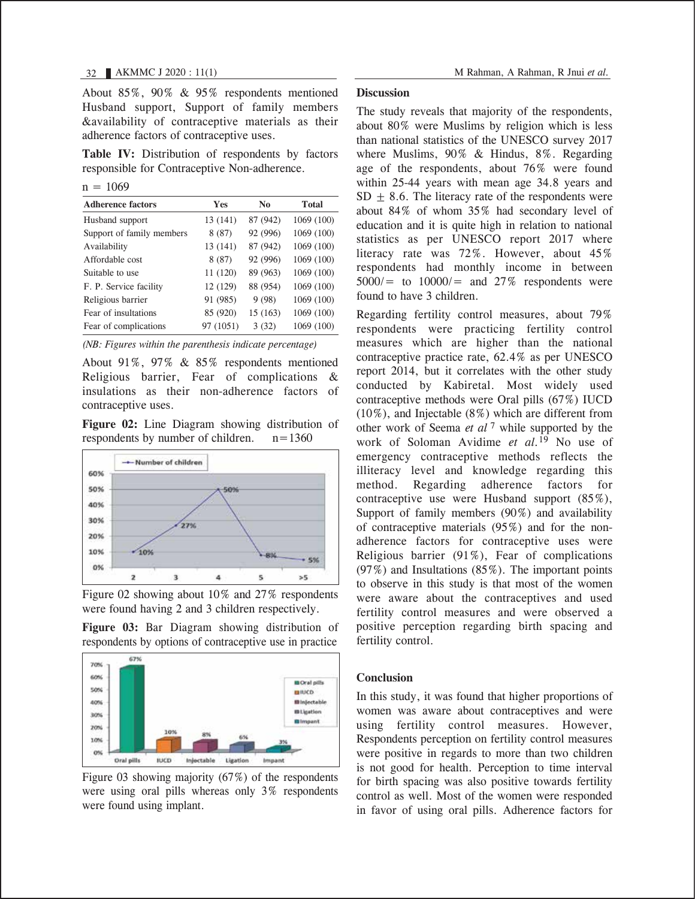About 85%, 90% & 95% respondents mentioned Husband support, Support of family members &availability of contraceptive materials as their adherence factors of contraceptive uses.

**Table IV:** Distribution of respondents by factors responsible for Contraceptive Non-adherence.

n = 1069

| Adherence factors | Yes | No | Total |
|---|---|---|---|
| Husband support | 13 (141) | 87 (942) | 1069 (100) |
| Support of family members | 8 (87) | 92 (996) | 1069 (100) |
| Availability | 13 (141) | 87 (942) | 1069 (100) |
| Affordable cost | 8 (87) | 92 (996) | 1069 (100) |
| Suitable to use | 11 (120) | 89 (963) | 1069 (100) |
| F. P. Service facility | 12 (129) | 88 (954) | 1069 (100) |
| Religious barrier | 91 (985) | 9 (98) | 1069 (100) |
| Fear of insultations | 85 (920) | 15 (163) | 1069 (100) |
| Fear of complications | 97 (1051) | 3 (32) | 1069 (100) |

*(NB: Figures within the parenthesis indicate percentage)*

About 91%, 97% & 85% respondents mentioned Religious barrier, Fear of complications & insulations as their non-adherence factors of contraceptive uses.

**Figure 02:** Line Diagram showing distribution of respondents by number of children. n=1360

Figure 02 showing about 10% and 27% respondents were found having 2 and 3 children respectively.

**Figure 03:** Bar Diagram showing distribution of respondents by options of contraceptive use in practice

Figure 03 showing majority (67%) of the respondents were using oral pills whereas only 3% respondents were found using implant.

## Discussion

The study reveals that majority of the respondents, about 80% were Muslims by religion which is less than national statistics of the UNESCO survey 2017 where Muslims, 90% & Hindus, 8%. Regarding age of the respondents, about 76% were found within 25-44 years with mean age 34.8 years and SD ± 8.6. The literacy rate of the respondents were about 84% of whom 35% had secondary level of education and it is quite high in relation to national statistics as per UNESCO report 2017 where literacy rate was 72%. However, about 45% respondents had monthly income in between 5000/= to 10000/= and 27% respondents were found to have 3 children.

Regarding fertility control measures, about 79% respondents were practicing fertility control measures which are higher than the national contraceptive practice rate, 62.4% as per UNESCO report 2014, but it correlates with the other study conducted by Kabiretal. Most widely used contraceptive methods were Oral pills (67%) IUCD (10%), and Injectable (8%) which are different from other work of Seema *et al* [7] while supported by the work of Soloman Avidime *et al*.[19] No use of emergency contraceptive methods reflects the illiteracy level and knowledge regarding this method. Regarding adherence factors for contraceptive use were Husband support (85%), Support of family members (90%) and availability of contraceptive materials (95%) and for the non-adherence factors for contraceptive uses were Religious barrier (91%), Fear of complications (97%) and Insultations (85%). The important points to observe in this study is that most of the women were aware about the contraceptives and used fertility control measures and were observed a positive perception regarding birth spacing and fertility control.

## Conclusion

In this study, it was found that higher proportions of women was aware about contraceptives and were using fertility control measures. However, Respondents perception on fertility control measures were positive in regards to more than two children is not good for health. Perception to time interval for birth spacing was also positive towards fertility control as well. Most of the women were responded in favor of using oral pills. Adherence factors for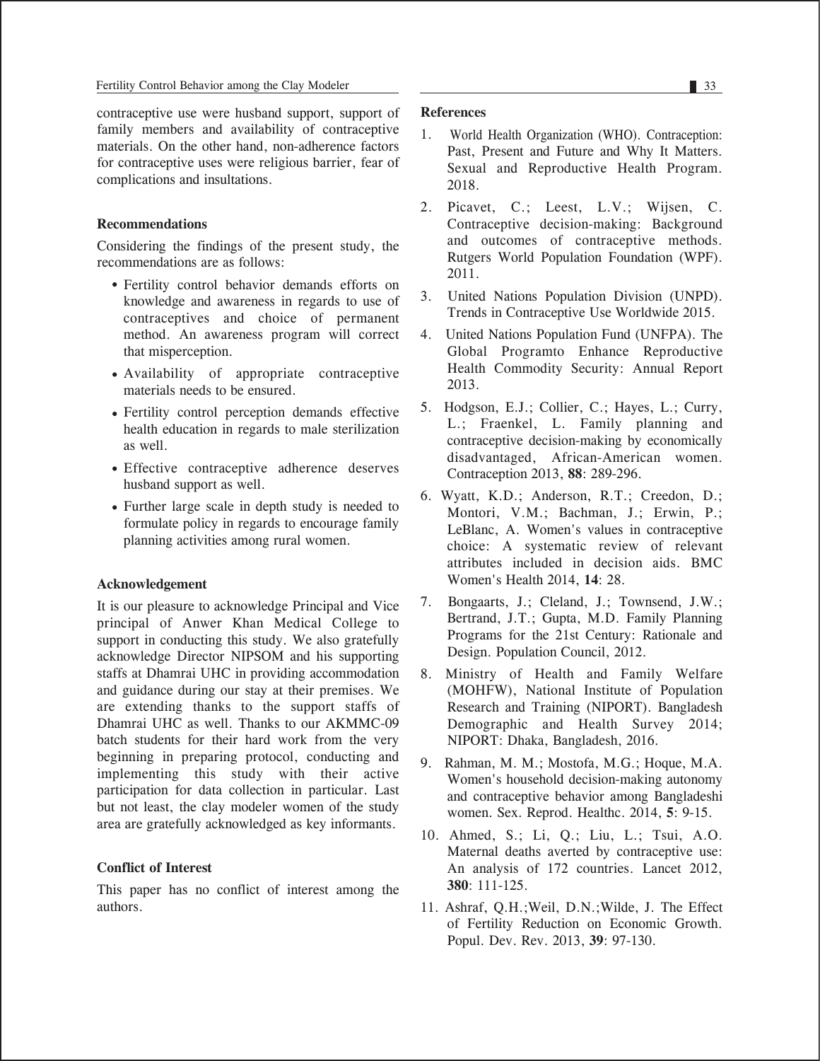contraceptive use were husband support, support of family members and availability of contraceptive materials. On the other hand, non-adherence factors for contraceptive uses were religious barrier, fear of complications and insultations.

### Recommendations

Considering the findings of the present study, the recommendations are as follows:

- Fertility control behavior demands efforts on knowledge and awareness in regards to use of contraceptives and choice of permanent method. An awareness program will correct that misperception.
- Availability of appropriate contraceptive materials needs to be ensured.
- Fertility control perception demands effective health education in regards to male sterilization as well.
- Effective contraceptive adherence deserves husband support as well.
- Further large scale in depth study is needed to formulate policy in regards to encourage family planning activities among rural women.

### Acknowledgement

It is our pleasure to acknowledge Principal and Vice principal of Anwer Khan Medical College to support in conducting this study. We also gratefully acknowledge Director NIPSOM and his supporting staffs at Dhamrai UHC in providing accommodation and guidance during our stay at their premises. We are extending thanks to the support staffs of Dhamrai UHC as well. Thanks to our AKMMC-09 batch students for their hard work from the very beginning in preparing protocol, conducting and implementing this study with their active participation for data collection in particular. Last but not least, the clay modeler women of the study area are gratefully acknowledged as key informants.

### Conflict of Interest

This paper has no conflict of interest among the authors.

### References

1. World Health Organization (WHO). Contraception: Past, Present and Future and Why It Matters. Sexual and Reproductive Health Program. 2018.
2. Picavet, C.; Leest, L.V.; Wijsen, C. Contraceptive decision-making: Background and outcomes of contraceptive methods. Rutgers World Population Foundation (WPF). 2011.
3. United Nations Population Division (UNPD). Trends in Contraceptive Use Worldwide 2015.
4. United Nations Population Fund (UNFPA). The Global Programto Enhance Reproductive Health Commodity Security: Annual Report 2013.
5. Hodgson, E.J.; Collier, C.; Hayes, L.; Curry, L.; Fraenkel, L. Family planning and contraceptive decision-making by economically disadvantaged, African-American women. Contraception 2013, **88**: 289-296.
6. Wyatt, K.D.; Anderson, R.T.; Creedon, D.; Montori, V.M.; Bachman, J.; Erwin, P.; LeBlanc, A. Women's values in contraceptive choice: A systematic review of relevant attributes included in decision aids. BMC Women's Health 2014, **14**: 28.
7. Bongaarts, J.; Cleland, J.; Townsend, J.W.; Bertrand, J.T.; Gupta, M.D. Family Planning Programs for the 21st Century: Rationale and Design. Population Council, 2012.
8. Ministry of Health and Family Welfare (MOHFW), National Institute of Population Research and Training (NIPORT). Bangladesh Demographic and Health Survey 2014; NIPORT: Dhaka, Bangladesh, 2016.
9. Rahman, M. M.; Mostofa, M.G.; Hoque, M.A. Women's household decision-making autonomy and contraceptive behavior among Bangladeshi women. Sex. Reprod. Healthc. 2014, **5**: 9-15.
10. Ahmed, S.; Li, Q.; Liu, L.; Tsui, A.O. Maternal deaths averted by contraceptive use: An analysis of 172 countries. Lancet 2012, **380**: 111-125.
11. Ashraf, Q.H.;Weil, D.N.;Wilde, J. The Effect of Fertility Reduction on Economic Growth. Popul. Dev. Rev. 2013, **39**: 97-130.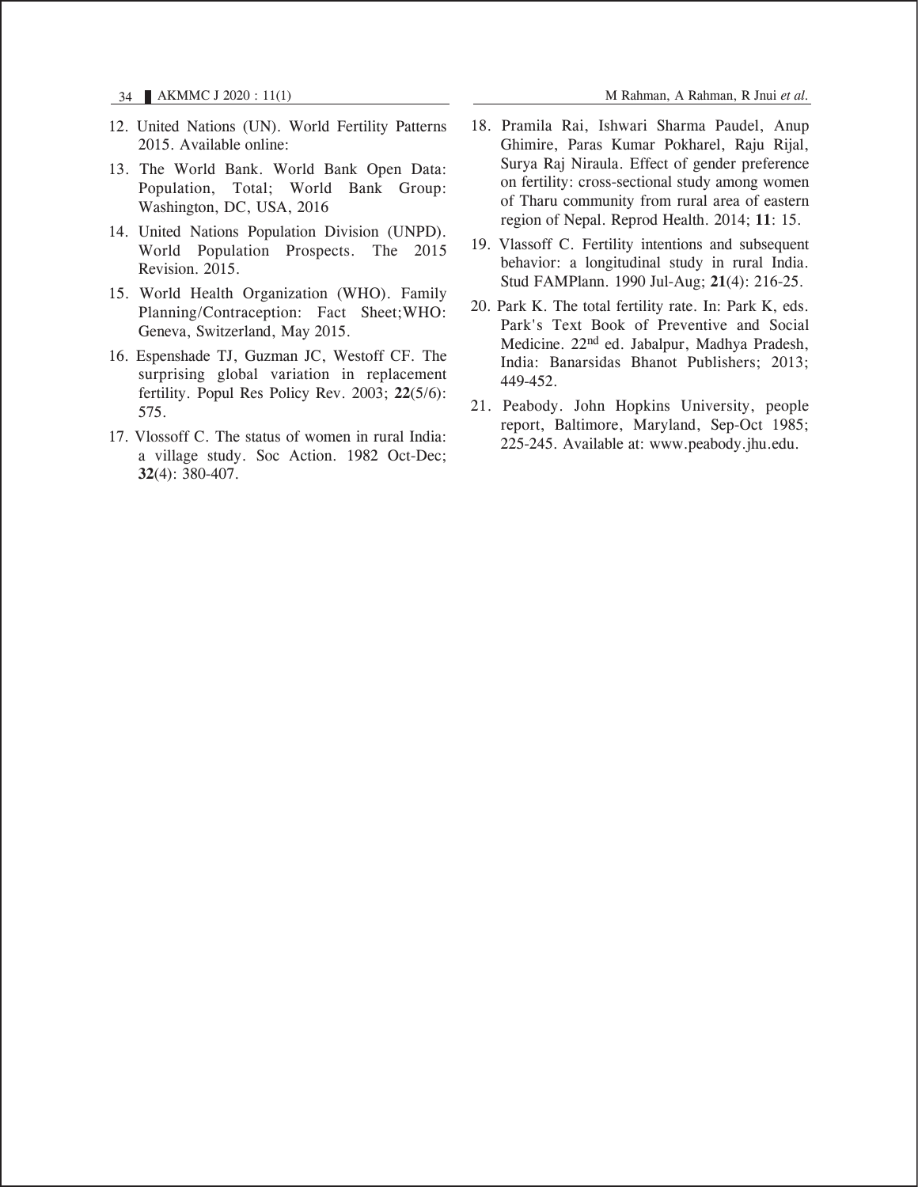12. United Nations (UN). World Fertility Patterns 2015. Available online:
13. The World Bank. World Bank Open Data: Population, Total; World Bank Group: Washington, DC, USA, 2016
14. United Nations Population Division (UNPD). World Population Prospects. The 2015 Revision. 2015.
15. World Health Organization (WHO). Family Planning/Contraception: Fact Sheet;WHO: Geneva, Switzerland, May 2015.
16. Espenshade TJ, Guzman JC, Westoff CF. The surprising global variation in replacement fertility. Popul Res Policy Rev. 2003; **22**(5/6): 575.
17. Vlossoff C. The status of women in rural India: a village study. Soc Action. 1982 Oct-Dec; **32**(4): 380-407.
18. Pramila Rai, Ishwari Sharma Paudel, Anup Ghimire, Paras Kumar Pokharel, Raju Rijal, Surya Raj Niraula. Effect of gender preference on fertility: cross-sectional study among women of Tharu community from rural area of eastern region of Nepal. Reprod Health. 2014; **11**: 15.
19. Vlassoff C. Fertility intentions and subsequent behavior: a longitudinal study in rural India. Stud FAMPlann. 1990 Jul-Aug; **21**(4): 216-25.
20. Park K. The total fertility rate. In: Park K, eds. Park's Text Book of Preventive and Social Medicine. 22nd ed. Jabalpur, Madhya Pradesh, India: Banarsidas Bhanot Publishers; 2013; 449-452.
21. Peabody. John Hopkins University, people report, Baltimore, Maryland, Sep-Oct 1985; 225-245. Available at: www.peabody.jhu.edu.